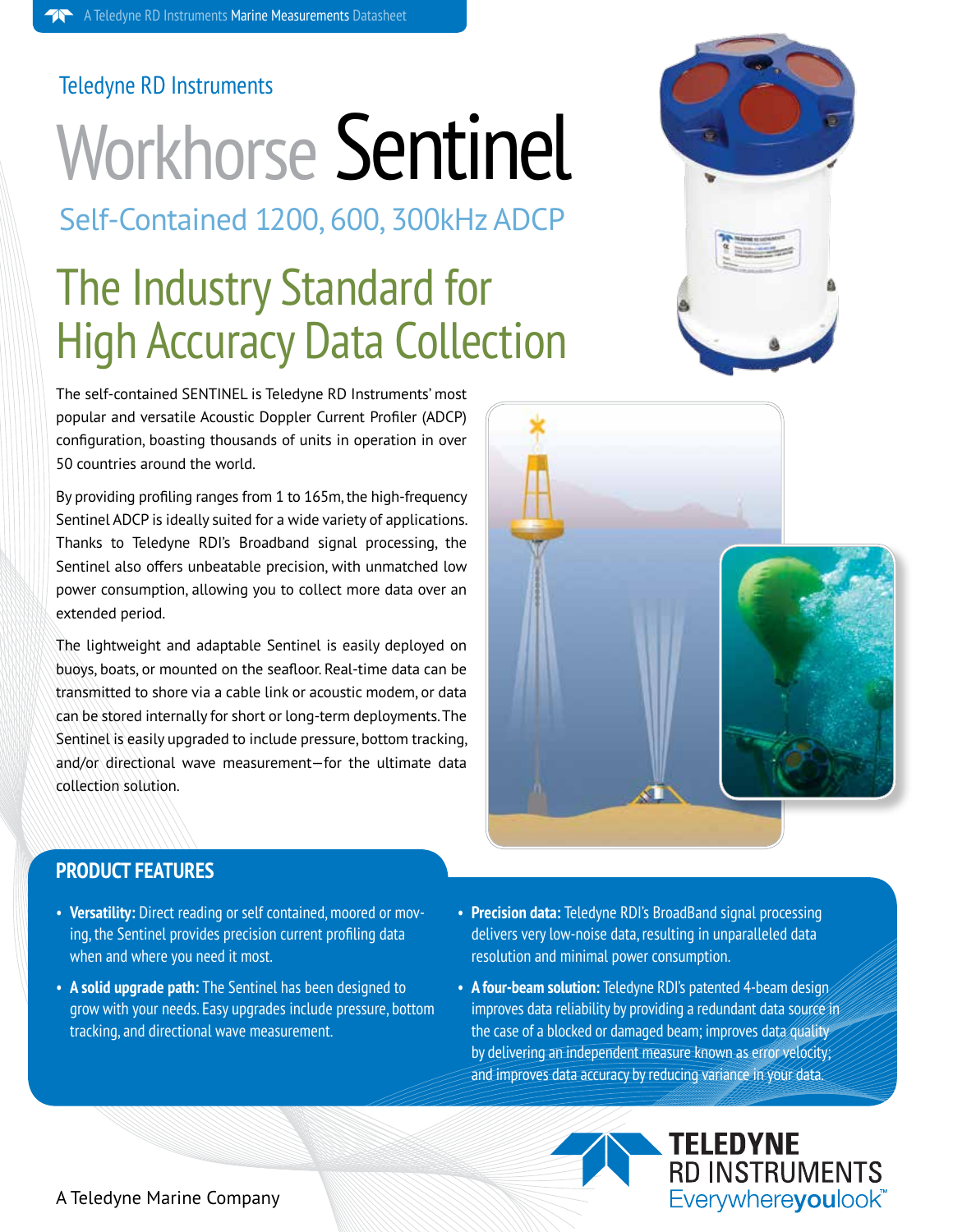A Teledyne RD Instruments Marine Measurements Datasheet

Teledyne RD Instruments

# Workhorse Sentinel

## Self-Contained 1200, 600, 300kHz ADCP

## The Industry Standard for High Accuracy Data Collection

The self-contained SENTINEL is Teledyne RD Instruments' most popular and versatile Acoustic Doppler Current Profiler (ADCP) configuration, boasting thousands of units in operation in over 50 countries around the world.

By providing profiling ranges from 1 to 165m, the high-frequency Sentinel ADCP is ideally suited for a wide variety of applications. Thanks to Teledyne RDI's Broadband signal processing, the Sentinel also offers unbeatable precision, with unmatched low power consumption, allowing you to collect more data over an extended period.

The lightweight and adaptable Sentinel is easily deployed on buoys, boats, or mounted on the seafloor. Real-time data can be transmitted to shore via a cable link or acoustic modem, or data can be stored internally for short or long-term deployments. The Sentinel is easily upgraded to include pressure, bottom tracking, and/or directional wave measurement—for the ultimate data collection solution.

### PRODUCT FEATURES

- **Versatility:** Direct reading or self contained, moored or moving, the Sentinel provides precision current profiling data when and where you need it most.
- **A solid upgrade path:** The Sentinel has been designed to grow with your needs. Easy upgrades include pressure, bottom tracking, and directional wave measurement.
- **Precision data:** Teledyne RDI's BroadBand signal processing delivers very low-noise data, resulting in unparalleled data resolution and minimal power consumption.
- **A four-beam solution:** Teledyne RDI's patented 4-beam design improves data reliability by providing a redundant data source in the case of a blocked or damaged beam; improves data quality by delivering an independent measure known as error velocity; and improves data accuracy by reducing variance in your data.

TELEDYNE RD INSTRUMENTS Everywhereyoulook™

A Teledyne Marine Company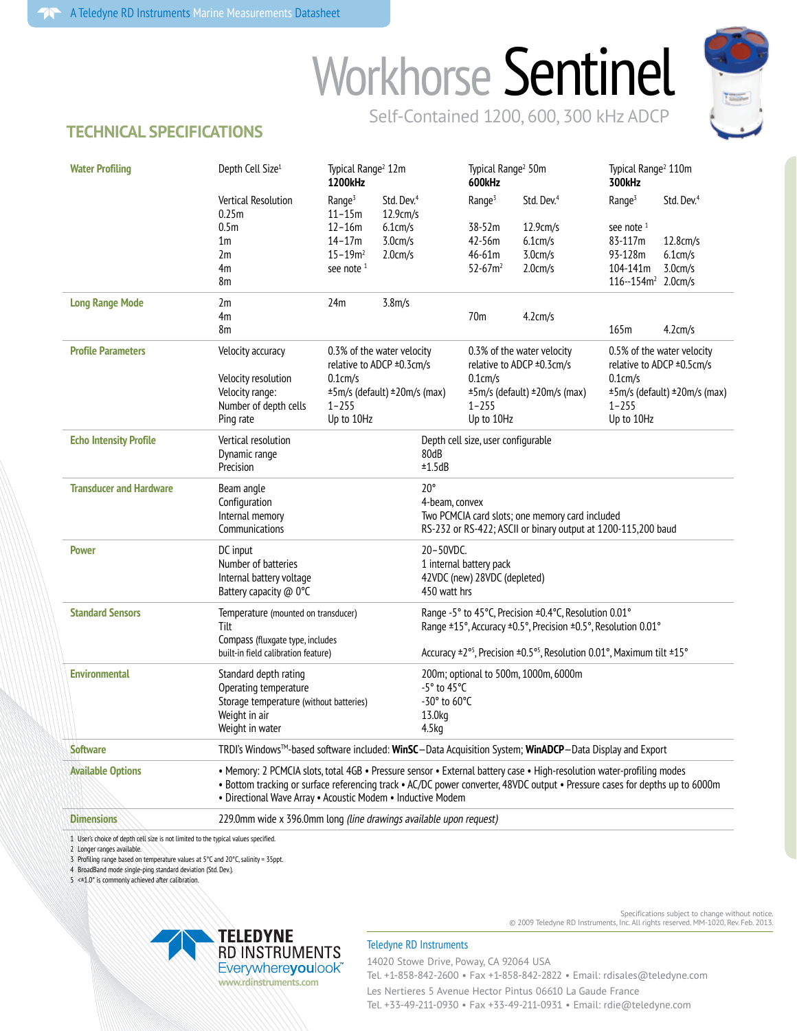A Teledyne RD Instruments Marine Measurements Datasheet

# Workhorse Sentinel

Self-Contained 1200, 600, 300 kHz ADCP

## TECHNICAL SPECIFICATIONS

| | | | | | | | |
|---|---|---|---|---|---|---|---|
| **Water Profiling** | Depth Cell Size[1] | Typical Range[2] 12m **1200kHz** | | Typical Range[2] 50m **600kHz** | | Typical Range[2] 110m **300kHz** | |
| | Vertical Resolution | Range[3] | Std. Dev.[4] | Range[3] | Std. Dev.[4] | Range[3] | Std. Dev.[4] |
| | 0.25m | 11–15m | 12.9cm/s | | | | |
| | 0.5m | 12–16m | 6.1cm/s | 38-52m | 12.9cm/s | see note [1] | |
| | 1m | 14–17m | 3.0cm/s | 42-56m | 6.1cm/s | 83-117m | 12.8cm/s |
| | 2m | 15–19m[2] | 2.0cm/s | 46-61m | 3.0cm/s | 93-128m | 6.1cm/s |
| | 4m | see note [1] | | 52-67m[2] | 2.0cm/s | 104-141m | 3.0cm/s |
| | 8m | | | | | 116--154m[2] | 2.0cm/s |
| **Long Range Mode** | 2m | 24m | 3.8m/s | | | | |
| | 4m | | | 70m | 4.2cm/s | | |
| | 8m | | | | | 165m | 4.2cm/s |
| **Profile Parameters** | Velocity accuracy | 0.3% of the water velocity relative to ADCP ±0.3cm/s | | 0.3% of the water velocity relative to ADCP ±0.3cm/s | | 0.5% of the water velocity relative to ADCP ±0.5cm/s | |
| | Velocity resolution | 0.1cm/s | | 0.1cm/s | | 0.1cm/s | |
| | Velocity range: | ±5m/s (default) ±20m/s (max) | | ±5m/s (default) ±20m/s (max) | | ±5m/s (default) ±20m/s (max) | |
| | Number of depth cells | 1–255 | | 1–255 | | 1–255 | |
| | Ping rate | Up to 10Hz | | Up to 10Hz | | Up to 10Hz | |

| | | |
|---|---|---|
| **Echo Intensity Profile** | Vertical resolution | Depth cell size, user configurable |
| | Dynamic range | 80dB |
| | Precision | ±1.5dB |
| **Transducer and Hardware** | Beam angle | 20° |
| | Configuration | 4-beam, convex |
| | Internal memory | Two PCMCIA card slots; one memory card included |
| | Communications | RS-232 or RS-422; ASCII or binary output at 1200-115,200 baud |
| **Power** | DC input | 20–50VDC. |
| | Number of batteries | 1 internal battery pack |
| | Internal battery voltage | 42VDC (new) 28VDC (depleted) |
| | Battery capacity @ 0°C | 450 watt hrs |
| **Standard Sensors** | Temperature (mounted on transducer) | Range -5° to 45°C, Precision ±0.4°C, Resolution 0.01° |
| | Tilt | Range ±15°, Accuracy ±0.5°, Precision ±0.5°, Resolution 0.01° |
| | Compass (fluxgate type, includes built-in field calibration feature) | Accuracy ±2°[5], Precision ±0.5°[5], Resolution 0.01°, Maximum tilt ±15° |
| **Environmental** | Standard depth rating | 200m; optional to 500m, 1000m, 6000m |
| | Operating temperature | -5° to 45°C |
| | Storage temperature (without batteries) | -30° to 60°C |
| | Weight in air | 13.0kg |
| | Weight in water | 4.5kg |
| **Software** | TRDI's Windows™-based software included: **WinSC**—Data Acquisition System; **WinADCP**—Data Display and Export | |
| **Available Options** | • Memory: 2 PCMCIA slots, total 4GB • Pressure sensor • External battery case • High-resolution water-profiling modes • Bottom tracking or surface referencing track • AC/DC power converter, 48VDC output • Pressure cases for depths up to 6000m • Directional Wave Array • Acoustic Modem • Inductive Modem | |
| **Dimensions** | 229.0mm wide x 396.0mm long *(line drawings available upon request)* | |

1 User's choice of depth cell size is not limited to the typical values specified.
2 Longer ranges available.
3 Profiling range based on temperature values at 5°C and 20°C, salinity = 35ppt.
4 BroadBand mode single-ping standard deviation (Std. Dev.).
5 <±1.0° is commonly achieved after calibration.

Specifications subject to change without notice.
© 2009 Teledyne RD Instruments, Inc. All rights reserved. MM-1020, Rev. Feb. 2013.

TELEDYNE RD INSTRUMENTS
Everywhereyoulook™
www.rdinstruments.com

Teledyne RD Instruments

14020 Stowe Drive, Poway, CA 92064 USA
Tel. +1-858-842-2600 • Fax +1-858-842-2822 • Email: rdisales@teledyne.com
Les Nertieres 5 Avenue Hector Pintus 06610 La Gaude France
Tel. +33-49-211-0930 • Fax +33-49-211-0931 • Email: rdie@teledyne.com